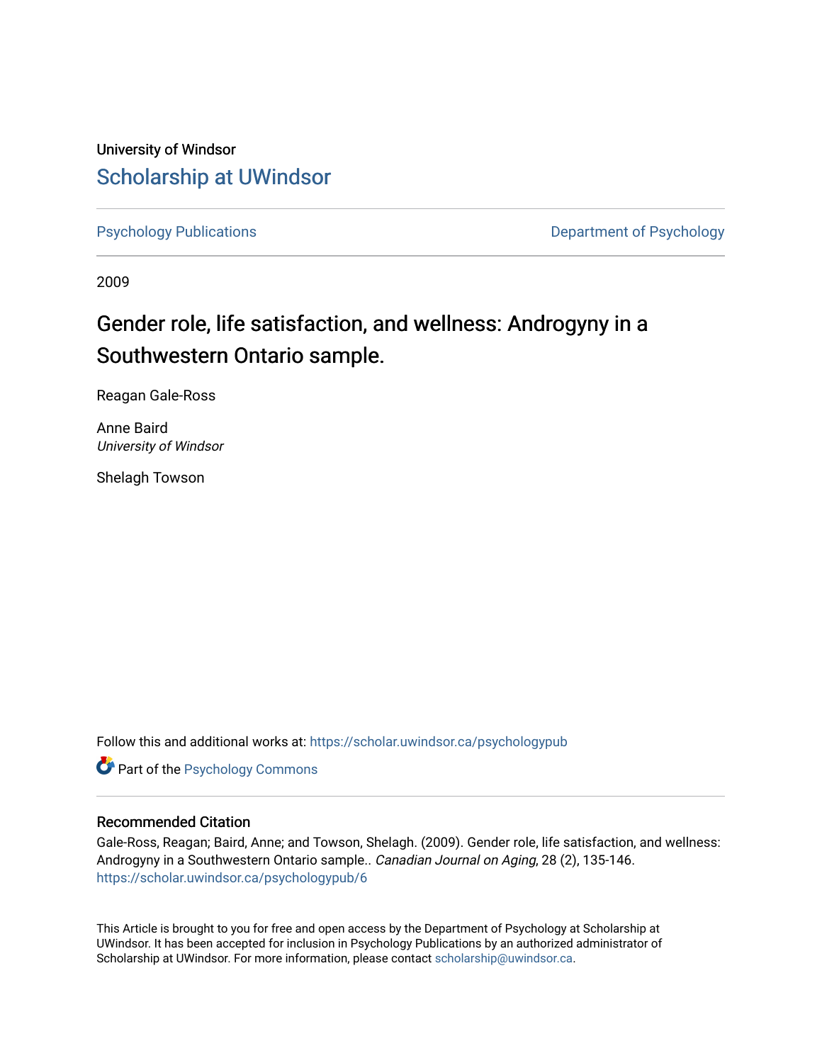University of Windsor

# Scholarship at UWindsor

Psychology Publications

Department of Psychology

2009

## Gender role, life satisfaction, and wellness: Androgyny in a Southwestern Ontario sample.

Reagan Gale-Ross

Anne Baird
*University of Windsor*

Shelagh Towson

Follow this and additional works at: https://scholar.uwindsor.ca/psychologypub

Part of the Psychology Commons

### Recommended Citation

Gale-Ross, Reagan; Baird, Anne; and Towson, Shelagh. (2009). Gender role, life satisfaction, and wellness: Androgyny in a Southwestern Ontario sample.. *Canadian Journal on Aging*, 28 (2), 135-146.
https://scholar.uwindsor.ca/psychologypub/6

This Article is brought to you for free and open access by the Department of Psychology at Scholarship at UWindsor. It has been accepted for inclusion in Psychology Publications by an authorized administrator of Scholarship at UWindsor. For more information, please contact scholarship@uwindsor.ca.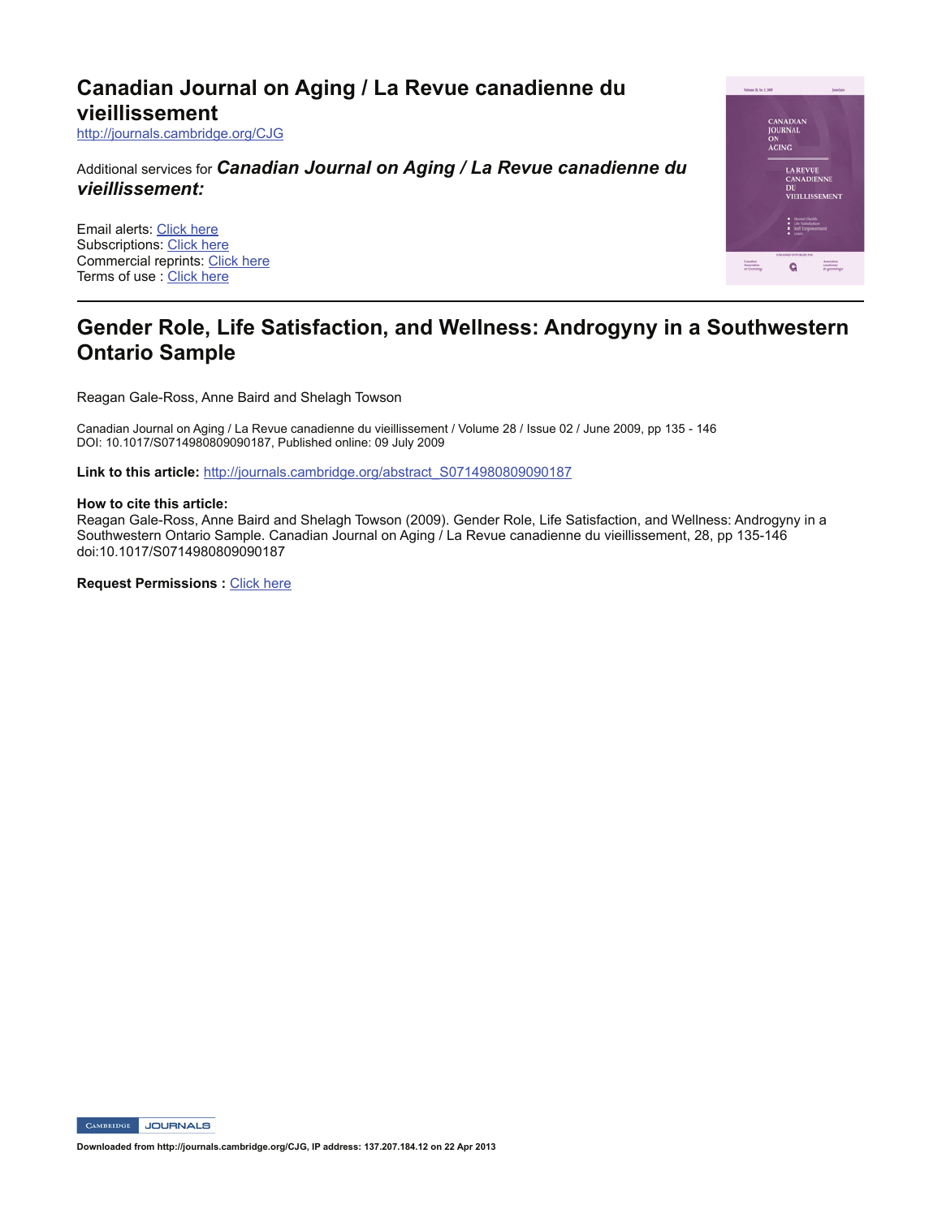# Canadian Journal on Aging / La Revue canadienne du vieillissement

http://journals.cambridge.org/CJG

Additional services for ***Canadian Journal on Aging / La Revue canadienne du vieillissement:***

Email alerts: Click here
Subscriptions: Click here
Commercial reprints: Click here
Terms of use : Click here

---

## Gender Role, Life Satisfaction, and Wellness: Androgyny in a Southwestern Ontario Sample

Reagan Gale-Ross, Anne Baird and Shelagh Towson

Canadian Journal on Aging / La Revue canadienne du vieillissement / Volume 28 / Issue 02 / June 2009, pp 135 - 146
DOI: 10.1017/S0714980809090187, Published online: 09 July 2009

**Link to this article:** http://journals.cambridge.org/abstract_S0714980809090187

**How to cite this article:**
Reagan Gale-Ross, Anne Baird and Shelagh Towson (2009). Gender Role, Life Satisfaction, and Wellness: Androgyny in a Southwestern Ontario Sample. Canadian Journal on Aging / La Revue canadienne du vieillissement, 28, pp 135-146 doi:10.1017/S0714980809090187

**Request Permissions :** Click here

**Downloaded from http://journals.cambridge.org/CJG, IP address: 137.207.184.12 on 22 Apr 2013**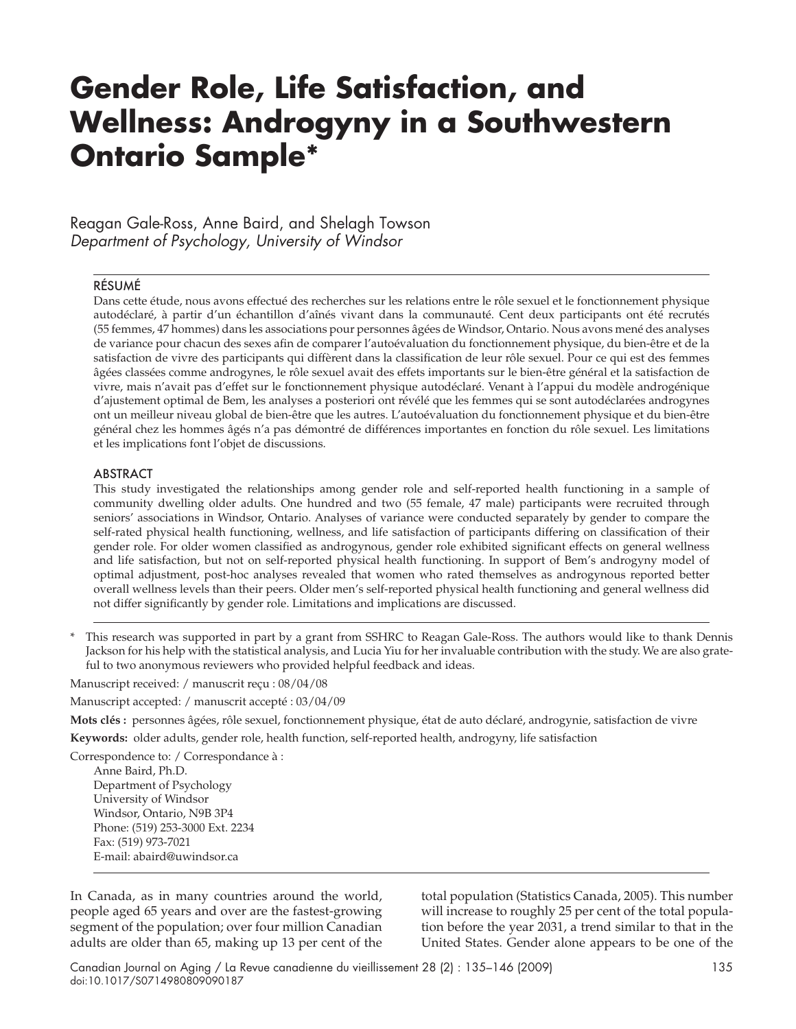# Gender Role, Life Satisfaction, and Wellness: Androgyny in a Southwestern Ontario Sample*

Reagan Gale-Ross, Anne Baird, and Shelagh Towson
*Department of Psychology, University of Windsor*

## RÉSUMÉ

Dans cette étude, nous avons effectué des recherches sur les relations entre le rôle sexuel et le fonctionnement physique autodéclaré, à partir d'un échantillon d'aînés vivant dans la communauté. Cent deux participants ont été recrutés (55 femmes, 47 hommes) dans les associations pour personnes âgées de Windsor, Ontario. Nous avons mené des analyses de variance pour chacun des sexes afin de comparer l'autoévaluation du fonctionnement physique, du bien-être et de la satisfaction de vivre des participants qui diffèrent dans la classification de leur rôle sexuel. Pour ce qui est des femmes âgées classées comme androgynes, le rôle sexuel avait des effets importants sur le bien-être général et la satisfaction de vivre, mais n'avait pas d'effet sur le fonctionnement physique autodéclaré. Venant à l'appui du modèle androgénique d'ajustement optimal de Bem, les analyses a posteriori ont révélé que les femmes qui se sont autodéclarées androgynes ont un meilleur niveau global de bien-être que les autres. L'autoévaluation du fonctionnement physique et du bien-être général chez les hommes âgés n'a pas démontré de différences importantes en fonction du rôle sexuel. Les limitations et les implications font l'objet de discussions.

## ABSTRACT

This study investigated the relationships among gender role and self-reported health functioning in a sample of community dwelling older adults. One hundred and two (55 female, 47 male) participants were recruited through seniors' associations in Windsor, Ontario. Analyses of variance were conducted separately by gender to compare the self-rated physical health functioning, wellness, and life satisfaction of participants differing on classification of their gender role. For older women classified as androgynous, gender role exhibited significant effects on general wellness and life satisfaction, but not on self-reported physical health functioning. In support of Bem's androgyny model of optimal adjustment, post-hoc analyses revealed that women who rated themselves as androgynous reported better overall wellness levels than their peers. Older men's self-reported physical health functioning and general wellness did not differ significantly by gender role. Limitations and implications are discussed.

* This research was supported in part by a grant from SSHRC to Reagan Gale-Ross. The authors would like to thank Dennis Jackson for his help with the statistical analysis, and Lucia Yiu for her invaluable contribution with the study. We are also grateful to two anonymous reviewers who provided helpful feedback and ideas.

Manuscript received: / manuscrit reçu : 08/04/08

Manuscript accepted: / manuscrit accepté : 03/04/09

**Mots clés :** personnes âgées, rôle sexuel, fonctionnement physique, état de auto déclaré, androgynie, satisfaction de vivre

**Keywords:** older adults, gender role, health function, self-reported health, androgyny, life satisfaction

Correspondence to: / Correspondance à :
Anne Baird, Ph.D.
Department of Psychology
University of Windsor
Windsor, Ontario, N9B 3P4
Phone: (519) 253-3000 Ext. 2234
Fax: (519) 973-7021
E-mail: abaird@uwindsor.ca

In Canada, as in many countries around the world, people aged 65 years and over are the fastest-growing segment of the population; over four million Canadian adults are older than 65, making up 13 per cent of the total population (Statistics Canada, 2005). This number will increase to roughly 25 per cent of the total population before the year 2031, a trend similar to that in the United States. Gender alone appears to be one of the

doi:10.1017/S0714980809090187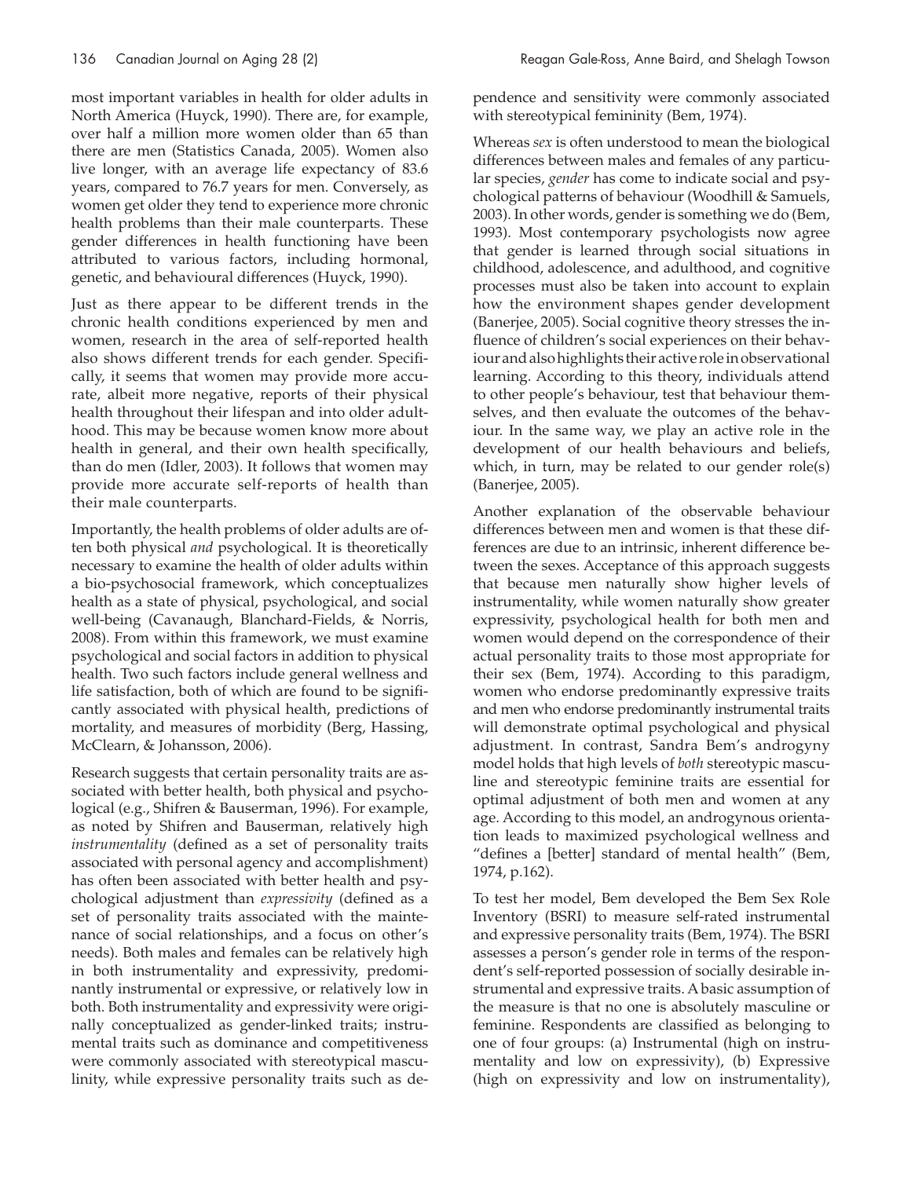most important variables in health for older adults in North America (Huyck, 1990). There are, for example, over half a million more women older than 65 than there are men (Statistics Canada, 2005). Women also live longer, with an average life expectancy of 83.6 years, compared to 76.7 years for men. Conversely, as women get older they tend to experience more chronic health problems than their male counterparts. These gender differences in health functioning have been attributed to various factors, including hormonal, genetic, and behavioural differences (Huyck, 1990).

Just as there appear to be different trends in the chronic health conditions experienced by men and women, research in the area of self-reported health also shows different trends for each gender. Specifically, it seems that women may provide more accurate, albeit more negative, reports of their physical health throughout their lifespan and into older adulthood. This may be because women know more about health in general, and their own health specifically, than do men (Idler, 2003). It follows that women may provide more accurate self-reports of health than their male counterparts.

Importantly, the health problems of older adults are often both physical *and* psychological. It is theoretically necessary to examine the health of older adults within a bio-psychosocial framework, which conceptualizes health as a state of physical, psychological, and social well-being (Cavanaugh, Blanchard-Fields, & Norris, 2008). From within this framework, we must examine psychological and social factors in addition to physical health. Two such factors include general wellness and life satisfaction, both of which are found to be significantly associated with physical health, predictions of mortality, and measures of morbidity (Berg, Hassing, McClearn, & Johansson, 2006).

Research suggests that certain personality traits are associated with better health, both physical and psychological (e.g., Shifren & Bauserman, 1996). For example, as noted by Shifren and Bauserman, relatively high *instrumentality* (defined as a set of personality traits associated with personal agency and accomplishment) has often been associated with better health and psychological adjustment than *expressivity* (defined as a set of personality traits associated with the maintenance of social relationships, and a focus on other's needs). Both males and females can be relatively high in both instrumentality and expressivity, predominantly instrumental or expressive, or relatively low in both. Both instrumentality and expressivity were originally conceptualized as gender-linked traits; instrumental traits such as dominance and competitiveness were commonly associated with stereotypical masculinity, while expressive personality traits such as dependence and sensitivity were commonly associated with stereotypical femininity (Bem, 1974).

Whereas *sex* is often understood to mean the biological differences between males and females of any particular species, *gender* has come to indicate social and psychological patterns of behaviour (Woodhill & Samuels, 2003). In other words, gender is something we do (Bem, 1993). Most contemporary psychologists now agree that gender is learned through social situations in childhood, adolescence, and adulthood, and cognitive processes must also be taken into account to explain how the environment shapes gender development (Banerjee, 2005). Social cognitive theory stresses the influence of children's social experiences on their behaviour and also highlights their active role in observational learning. According to this theory, individuals attend to other people's behaviour, test that behaviour themselves, and then evaluate the outcomes of the behaviour. In the same way, we play an active role in the development of our health behaviours and beliefs, which, in turn, may be related to our gender role(s) (Banerjee, 2005).

Another explanation of the observable behaviour differences between men and women is that these differences are due to an intrinsic, inherent difference between the sexes. Acceptance of this approach suggests that because men naturally show higher levels of instrumentality, while women naturally show greater expressivity, psychological health for both men and women would depend on the correspondence of their actual personality traits to those most appropriate for their sex (Bem, 1974). According to this paradigm, women who endorse predominantly expressive traits and men who endorse predominantly instrumental traits will demonstrate optimal psychological and physical adjustment. In contrast, Sandra Bem's androgyny model holds that high levels of *both* stereotypic masculine and stereotypic feminine traits are essential for optimal adjustment of both men and women at any age. According to this model, an androgynous orientation leads to maximized psychological wellness and "defines a [better] standard of mental health" (Bem, 1974, p.162).

To test her model, Bem developed the Bem Sex Role Inventory (BSRI) to measure self-rated instrumental and expressive personality traits (Bem, 1974). The BSRI assesses a person's gender role in terms of the respondent's self-reported possession of socially desirable instrumental and expressive traits. A basic assumption of the measure is that no one is absolutely masculine or feminine. Respondents are classified as belonging to one of four groups: (a) Instrumental (high on instrumentality and low on expressivity), (b) Expressive (high on expressivity and low on instrumentality),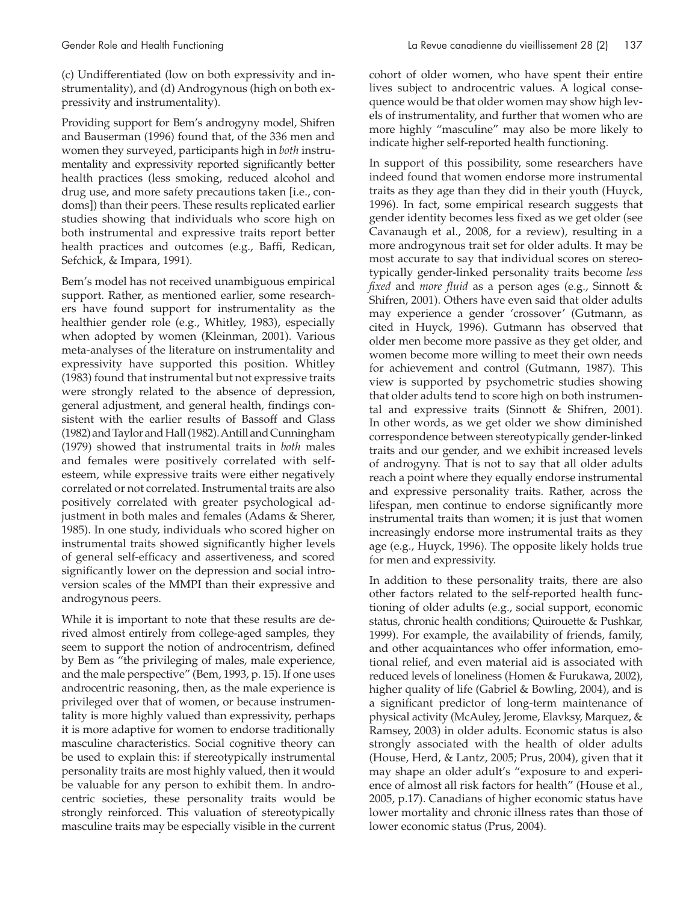(c) Undifferentiated (low on both expressivity and instrumentality), and (d) Androgynous (high on both expressivity and instrumentality).

Providing support for Bem's androgyny model, Shifren and Bauserman (1996) found that, of the 336 men and women they surveyed, participants high in *both* instrumentality and expressivity reported significantly better health practices (less smoking, reduced alcohol and drug use, and more safety precautions taken [i.e., condoms]) than their peers. These results replicated earlier studies showing that individuals who score high on both instrumental and expressive traits report better health practices and outcomes (e.g., Baffi, Redican, Sefchick, & Impara, 1991).

Bem's model has not received unambiguous empirical support. Rather, as mentioned earlier, some researchers have found support for instrumentality as the healthier gender role (e.g., Whitley, 1983), especially when adopted by women (Kleinman, 2001). Various meta-analyses of the literature on instrumentality and expressivity have supported this position. Whitley (1983) found that instrumental but not expressive traits were strongly related to the absence of depression, general adjustment, and general health, findings consistent with the earlier results of Bassoff and Glass (1982) and Taylor and Hall (1982). Antill and Cunningham (1979) showed that instrumental traits in *both* males and females were positively correlated with self-esteem, while expressive traits were either negatively correlated or not correlated. Instrumental traits are also positively correlated with greater psychological adjustment in both males and females (Adams & Sherer, 1985). In one study, individuals who scored higher on instrumental traits showed significantly higher levels of general self-efficacy and assertiveness, and scored significantly lower on the depression and social introversion scales of the MMPI than their expressive and androgynous peers.

While it is important to note that these results are derived almost entirely from college-aged samples, they seem to support the notion of androcentrism, defined by Bem as "the privileging of males, male experience, and the male perspective" (Bem, 1993, p. 15). If one uses androcentric reasoning, then, as the male experience is privileged over that of women, or because instrumentality is more highly valued than expressivity, perhaps it is more adaptive for women to endorse traditionally masculine characteristics. Social cognitive theory can be used to explain this: if stereotypically instrumental personality traits are most highly valued, then it would be valuable for any person to exhibit them. In androcentric societies, these personality traits would be strongly reinforced. This valuation of stereotypically masculine traits may be especially visible in the current cohort of older women, who have spent their entire lives subject to androcentric values. A logical consequence would be that older women may show high levels of instrumentality, and further that women who are more highly "masculine" may also be more likely to indicate higher self-reported health functioning.

In support of this possibility, some researchers have indeed found that women endorse more instrumental traits as they age than they did in their youth (Huyck, 1996). In fact, some empirical research suggests that gender identity becomes less fixed as we get older (see Cavanaugh et al., 2008, for a review), resulting in a more androgynous trait set for older adults. It may be most accurate to say that individual scores on stereotypically gender-linked personality traits become *less fixed* and *more fluid* as a person ages (e.g., Sinnott & Shifren, 2001). Others have even said that older adults may experience a gender 'crossover' (Gutmann, as cited in Huyck, 1996). Gutmann has observed that older men become more passive as they get older, and women become more willing to meet their own needs for achievement and control (Gutmann, 1987). This view is supported by psychometric studies showing that older adults tend to score high on both instrumental and expressive traits (Sinnott & Shifren, 2001). In other words, as we get older we show diminished correspondence between stereotypically gender-linked traits and our gender, and we exhibit increased levels of androgyny. That is not to say that all older adults reach a point where they equally endorse instrumental and expressive personality traits. Rather, across the lifespan, men continue to endorse significantly more instrumental traits than women; it is just that women increasingly endorse more instrumental traits as they age (e.g., Huyck, 1996). The opposite likely holds true for men and expressivity.

In addition to these personality traits, there are also other factors related to the self-reported health functioning of older adults (e.g., social support, economic status, chronic health conditions; Quirouette & Pushkar, 1999). For example, the availability of friends, family, and other acquaintances who offer information, emotional relief, and even material aid is associated with reduced levels of loneliness (Homen & Furukawa, 2002), higher quality of life (Gabriel & Bowling, 2004), and is a significant predictor of long-term maintenance of physical activity (McAuley, Jerome, Elavksy, Marquez, & Ramsey, 2003) in older adults. Economic status is also strongly associated with the health of older adults (House, Herd, & Lantz, 2005; Prus, 2004), given that it may shape an older adult's "exposure to and experience of almost all risk factors for health" (House et al., 2005, p.17). Canadians of higher economic status have lower mortality and chronic illness rates than those of lower economic status (Prus, 2004).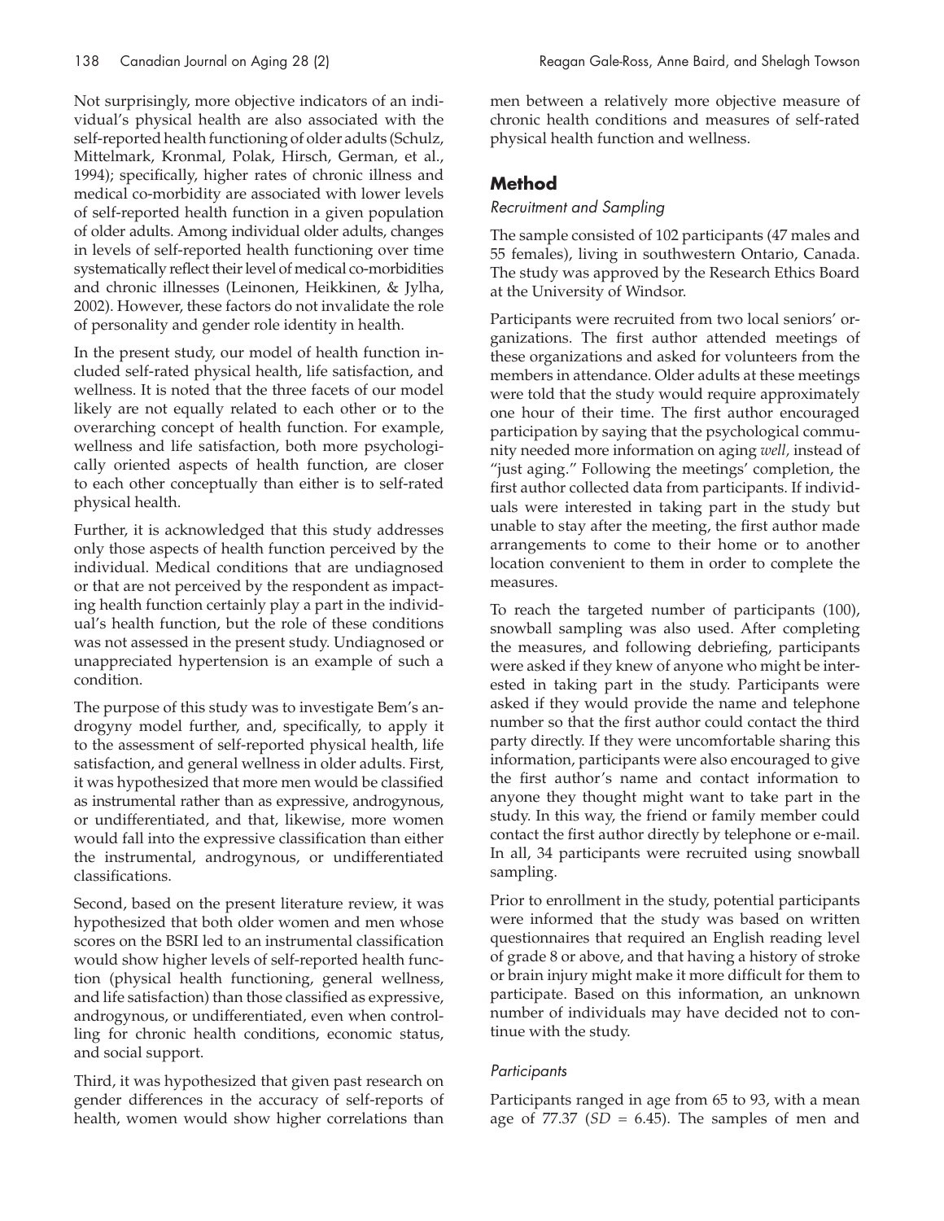Not surprisingly, more objective indicators of an individual's physical health are also associated with the self-reported health functioning of older adults (Schulz, Mittelmark, Kronmal, Polak, Hirsch, German, et al., 1994); specifically, higher rates of chronic illness and medical co-morbidity are associated with lower levels of self-reported health function in a given population of older adults. Among individual older adults, changes in levels of self-reported health functioning over time systematically reflect their level of medical co-morbidities and chronic illnesses (Leinonen, Heikkinen, & Jylha, 2002). However, these factors do not invalidate the role of personality and gender role identity in health.

In the present study, our model of health function included self-rated physical health, life satisfaction, and wellness. It is noted that the three facets of our model likely are not equally related to each other or to the overarching concept of health function. For example, wellness and life satisfaction, both more psychologically oriented aspects of health function, are closer to each other conceptually than either is to self-rated physical health.

Further, it is acknowledged that this study addresses only those aspects of health function perceived by the individual. Medical conditions that are undiagnosed or that are not perceived by the respondent as impacting health function certainly play a part in the individual's health function, but the role of these conditions was not assessed in the present study. Undiagnosed or unappreciated hypertension is an example of such a condition.

The purpose of this study was to investigate Bem's androgyny model further, and, specifically, to apply it to the assessment of self-reported physical health, life satisfaction, and general wellness in older adults. First, it was hypothesized that more men would be classified as instrumental rather than as expressive, androgynous, or undifferentiated, and that, likewise, more women would fall into the expressive classification than either the instrumental, androgynous, or undifferentiated classifications.

Second, based on the present literature review, it was hypothesized that both older women and men whose scores on the BSRI led to an instrumental classification would show higher levels of self-reported health function (physical health functioning, general wellness, and life satisfaction) than those classified as expressive, androgynous, or undifferentiated, even when controlling for chronic health conditions, economic status, and social support.

Third, it was hypothesized that given past research on gender differences in the accuracy of self-reports of health, women would show higher correlations than men between a relatively more objective measure of chronic health conditions and measures of self-rated physical health function and wellness.

## Method

### Recruitment and Sampling

The sample consisted of 102 participants (47 males and 55 females), living in southwestern Ontario, Canada. The study was approved by the Research Ethics Board at the University of Windsor.

Participants were recruited from two local seniors' organizations. The first author attended meetings of these organizations and asked for volunteers from the members in attendance. Older adults at these meetings were told that the study would require approximately one hour of their time. The first author encouraged participation by saying that the psychological community needed more information on aging *well,* instead of "just aging." Following the meetings' completion, the first author collected data from participants. If individuals were interested in taking part in the study but unable to stay after the meeting, the first author made arrangements to come to their home or to another location convenient to them in order to complete the measures.

To reach the targeted number of participants (100), snowball sampling was also used. After completing the measures, and following debriefing, participants were asked if they knew of anyone who might be interested in taking part in the study. Participants were asked if they would provide the name and telephone number so that the first author could contact the third party directly. If they were uncomfortable sharing this information, participants were also encouraged to give the first author's name and contact information to anyone they thought might want to take part in the study. In this way, the friend or family member could contact the first author directly by telephone or e-mail. In all, 34 participants were recruited using snowball sampling.

Prior to enrollment in the study, potential participants were informed that the study was based on written questionnaires that required an English reading level of grade 8 or above, and that having a history of stroke or brain injury might make it more difficult for them to participate. Based on this information, an unknown number of individuals may have decided not to continue with the study.

### Participants

Participants ranged in age from 65 to 93, with a mean age of 77.37 ($SD$ = 6.45). The samples of men and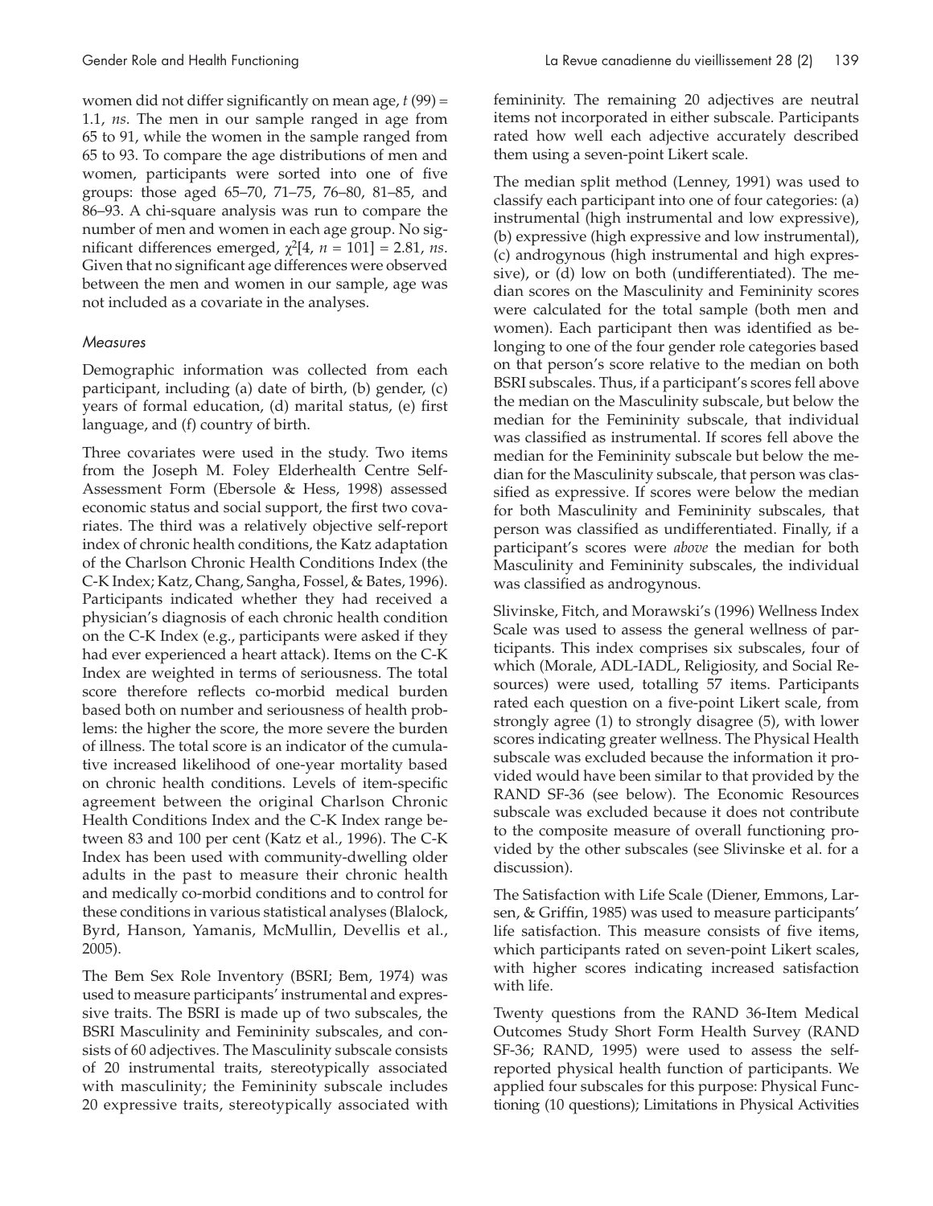women did not differ significantly on mean age, $t(99) = 1.1$, *ns*. The men in our sample ranged in age from 65 to 91, while the women in the sample ranged from 65 to 93. To compare the age distributions of men and women, participants were sorted into one of five groups: those aged 65–70, 71–75, 76–80, 81–85, and 86–93. A chi-square analysis was run to compare the number of men and women in each age group. No significant differences emerged, $\chi^2[4, n = 101] = 2.81$, *ns*. Given that no significant age differences were observed between the men and women in our sample, age was not included as a covariate in the analyses.

### *Measures*

Demographic information was collected from each participant, including (a) date of birth, (b) gender, (c) years of formal education, (d) marital status, (e) first language, and (f) country of birth.

Three covariates were used in the study. Two items from the Joseph M. Foley Elderhealth Centre Self-Assessment Form (Ebersole & Hess, 1998) assessed economic status and social support, the first two covariates. The third was a relatively objective self-report index of chronic health conditions, the Katz adaptation of the Charlson Chronic Health Conditions Index (the C-K Index; Katz, Chang, Sangha, Fossel, & Bates, 1996). Participants indicated whether they had received a physician's diagnosis of each chronic health condition on the C-K Index (e.g., participants were asked if they had ever experienced a heart attack). Items on the C-K Index are weighted in terms of seriousness. The total score therefore reflects co-morbid medical burden based both on number and seriousness of health problems: the higher the score, the more severe the burden of illness. The total score is an indicator of the cumulative increased likelihood of one-year mortality based on chronic health conditions. Levels of item-specific agreement between the original Charlson Chronic Health Conditions Index and the C-K Index range between 83 and 100 per cent (Katz et al., 1996). The C-K Index has been used with community-dwelling older adults in the past to measure their chronic health and medically co-morbid conditions and to control for these conditions in various statistical analyses (Blalock, Byrd, Hanson, Yamanis, McMullin, Devellis et al., 2005).

The Bem Sex Role Inventory (BSRI; Bem, 1974) was used to measure participants' instrumental and expressive traits. The BSRI is made up of two subscales, the BSRI Masculinity and Femininity subscales, and consists of 60 adjectives. The Masculinity subscale consists of 20 instrumental traits, stereotypically associated with masculinity; the Femininity subscale includes 20 expressive traits, stereotypically associated with femininity. The remaining 20 adjectives are neutral items not incorporated in either subscale. Participants rated how well each adjective accurately described them using a seven-point Likert scale.

The median split method (Lenney, 1991) was used to classify each participant into one of four categories: (a) instrumental (high instrumental and low expressive), (b) expressive (high expressive and low instrumental), (c) androgynous (high instrumental and high expressive), or (d) low on both (undifferentiated). The median scores on the Masculinity and Femininity scores were calculated for the total sample (both men and women). Each participant then was identified as belonging to one of the four gender role categories based on that person's score relative to the median on both BSRI subscales. Thus, if a participant's scores fell above the median on the Masculinity subscale, but below the median for the Femininity subscale, that individual was classified as instrumental. If scores fell above the median for the Femininity subscale but below the median for the Masculinity subscale, that person was classified as expressive. If scores were below the median for both Masculinity and Femininity subscales, that person was classified as undifferentiated. Finally, if a participant's scores were *above* the median for both Masculinity and Femininity subscales, the individual was classified as androgynous.

Slivinske, Fitch, and Morawski's (1996) Wellness Index Scale was used to assess the general wellness of participants. This index comprises six subscales, four of which (Morale, ADL-IADL, Religiosity, and Social Resources) were used, totalling 57 items. Participants rated each question on a five-point Likert scale, from strongly agree (1) to strongly disagree (5), with lower scores indicating greater wellness. The Physical Health subscale was excluded because the information it provided would have been similar to that provided by the RAND SF-36 (see below). The Economic Resources subscale was excluded because it does not contribute to the composite measure of overall functioning provided by the other subscales (see Slivinske et al. for a discussion).

The Satisfaction with Life Scale (Diener, Emmons, Larsen, & Griffin, 1985) was used to measure participants' life satisfaction. This measure consists of five items, which participants rated on seven-point Likert scales, with higher scores indicating increased satisfaction with life.

Twenty questions from the RAND 36-Item Medical Outcomes Study Short Form Health Survey (RAND SF-36; RAND, 1995) were used to assess the self-reported physical health function of participants. We applied four subscales for this purpose: Physical Functioning (10 questions); Limitations in Physical Activities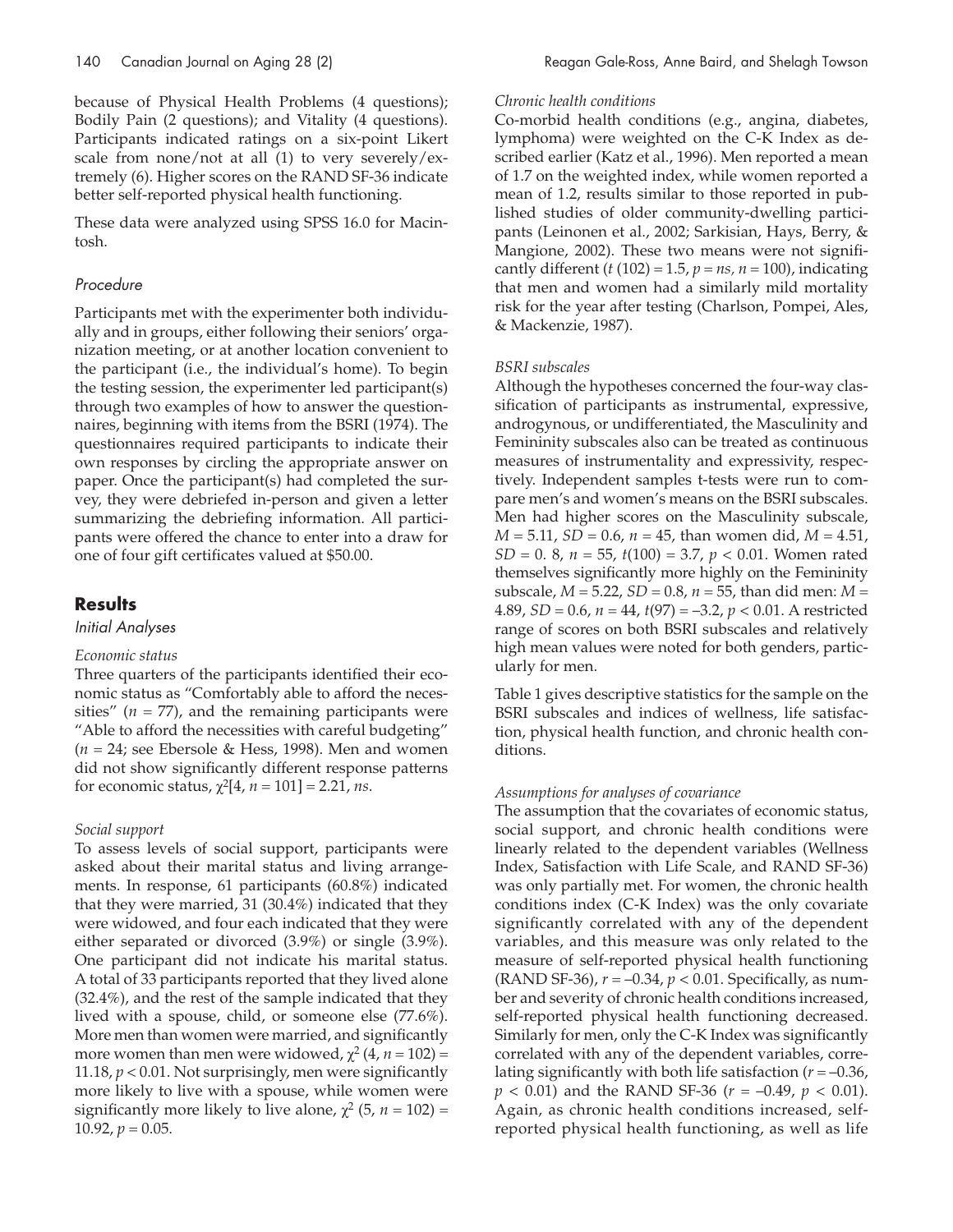because of Physical Health Problems (4 questions); Bodily Pain (2 questions); and Vitality (4 questions). Participants indicated ratings on a six-point Likert scale from none/not at all (1) to very severely/extremely (6). Higher scores on the RAND SF-36 indicate better self-reported physical health functioning.

These data were analyzed using SPSS 16.0 for Macintosh.

### Procedure

Participants met with the experimenter both individually and in groups, either following their seniors' organization meeting, or at another location convenient to the participant (i.e., the individual's home). To begin the testing session, the experimenter led participant(s) through two examples of how to answer the questionnaires, beginning with items from the BSRI (1974). The questionnaires required participants to indicate their own responses by circling the appropriate answer on paper. Once the participant(s) had completed the survey, they were debriefed in-person and given a letter summarizing the debriefing information. All participants were offered the chance to enter into a draw for one of four gift certificates valued at $50.00.

## Results

### Initial Analyses

*Economic status*

Three quarters of the participants identified their economic status as "Comfortably able to afford the necessities" ($n$ = 77), and the remaining participants were "Able to afford the necessities with careful budgeting" ($n$ = 24; see Ebersole & Hess, 1998). Men and women did not show significantly different response patterns for economic status, $\chi^2[4, n = 101] = 2.21$, *ns*.

*Social support*

To assess levels of social support, participants were asked about their marital status and living arrangements. In response, 61 participants (60.8%) indicated that they were married, 31 (30.4%) indicated that they were widowed, and four each indicated that they were either separated or divorced (3.9%) or single (3.9%). One participant did not indicate his marital status. A total of 33 participants reported that they lived alone (32.4%), and the rest of the sample indicated that they lived with a spouse, child, or someone else (77.6%). More men than women were married, and significantly more women than men were widowed, $\chi^2$ (4, $n$ = 102) = 11.18, $p < 0.01$. Not surprisingly, men were significantly more likely to live with a spouse, while women were significantly more likely to live alone, $\chi^2$ (5, $n$ = 102) = 10.92, $p = 0.05$.

*Chronic health conditions*

Co-morbid health conditions (e.g., angina, diabetes, lymphoma) were weighted on the C-K Index as described earlier (Katz et al., 1996). Men reported a mean of 1.7 on the weighted index, while women reported a mean of 1.2, results similar to those reported in published studies of older community-dwelling participants (Leinonen et al., 2002; Sarkisian, Hays, Berry, & Mangione, 2002). These two means were not significantly different ($t$ (102) = 1.5, $p$ = *ns*, $n$ = 100), indicating that men and women had a similarly mild mortality risk for the year after testing (Charlson, Pompei, Ales, & Mackenzie, 1987).

*BSRI subscales*

Although the hypotheses concerned the four-way classification of participants as instrumental, expressive, androgynous, or undifferentiated, the Masculinity and Femininity subscales also can be treated as continuous measures of instrumentality and expressivity, respectively. Independent samples t-tests were run to compare men's and women's means on the BSRI subscales. Men had higher scores on the Masculinity subscale, $M$ = 5.11, $SD$ = 0.6, $n$ = 45, than women did, $M$ = 4.51, $SD$ = 0. 8, $n$ = 55, $t(100) = 3.7$, $p < 0.01$. Women rated themselves significantly more highly on the Femininity subscale, $M$ = 5.22, $SD$ = 0.8, $n$ = 55, than did men: $M$ = 4.89, $SD$ = 0.6, $n$ = 44, $t(97) = -3.2$, $p < 0.01$. A restricted range of scores on both BSRI subscales and relatively high mean values were noted for both genders, particularly for men.

Table 1 gives descriptive statistics for the sample on the BSRI subscales and indices of wellness, life satisfaction, physical health function, and chronic health conditions.

*Assumptions for analyses of covariance*

The assumption that the covariates of economic status, social support, and chronic health conditions were linearly related to the dependent variables (Wellness Index, Satisfaction with Life Scale, and RAND SF-36) was only partially met. For women, the chronic health conditions index (C-K Index) was the only covariate significantly correlated with any of the dependent variables, and this measure was only related to the measure of self-reported physical health functioning (RAND SF-36), $r = -0.34$, $p < 0.01$. Specifically, as number and severity of chronic health conditions increased, self-reported physical health functioning decreased. Similarly for men, only the C-K Index was significantly correlated with any of the dependent variables, correlating significantly with both life satisfaction ($r = -0.36$, $p < 0.01$) and the RAND SF-36 ($r = -0.49$, $p < 0.01$). Again, as chronic health conditions increased, self-reported physical health functioning, as well as life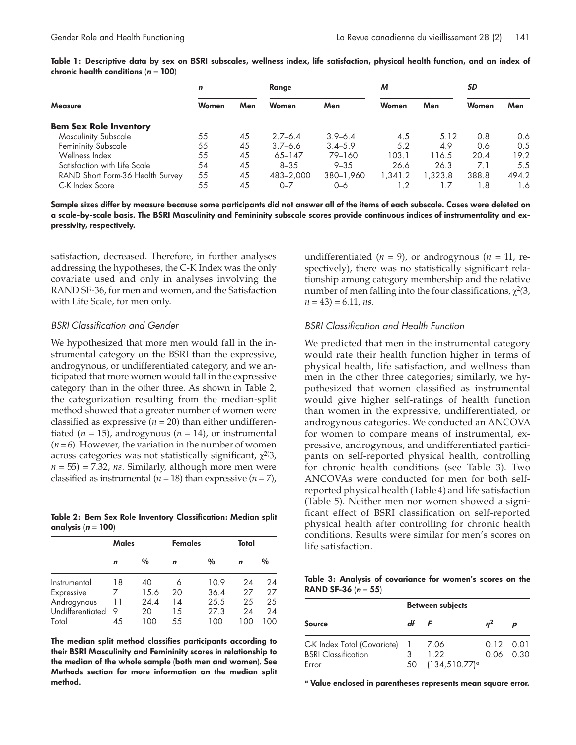**Table 1: Descriptive data by sex on BSRI subscales, wellness index, life satisfaction, physical health function, and an index of chronic health conditions ($n = 100$)**

| Measure | *n* | | Range | | *M* | | *SD* | |
|---|---|---|---|---|---|---|---|---|
| | Women | Men | Women | Men | Women | Men | Women | Men |
| **Bem Sex Role Inventory** | | | | | | | | |
| Masculinity Subscale | 55 | 45 | 2.7–6.4 | 3.9–6.4 | 4.5 | 5.12 | 0.8 | 0.6 |
| Femininity Subscale | 55 | 45 | 3.7–6.6 | 3.4–5.9 | 5.2 | 4.9 | 0.6 | 0.5 |
| Wellness Index | 55 | 45 | 65–147 | 79–160 | 103.1 | 116.5 | 20.4 | 19.2 |
| Satisfaction with Life Scale | 54 | 45 | 8–35 | 9–35 | 26.6 | 26.3 | 7.1 | 5.5 |
| RAND Short Form-36 Health Survey | 55 | 45 | 483–2,000 | 380–1,960 | 1,341.2 | 1,323.8 | 388.8 | 494.2 |
| C-K Index Score | 55 | 45 | 0–7 | 0–6 | 1.2 | 1.7 | 1.8 | 1.6 |

**Sample sizes differ by measure because some participants did not answer all of the items of each subscale. Cases were deleted on a scale-by-scale basis. The BSRI Masculinity and Femininity subscale scores provide continuous indices of instrumentality and expressivity, respectively.**

satisfaction, decreased. Therefore, in further analyses addressing the hypotheses, the C-K Index was the only covariate used and only in analyses involving the RAND SF-36, for men and women, and the Satisfaction with Life Scale, for men only.

### *BSRI Classification and Gender*

We hypothesized that more men would fall in the instrumental category on the BSRI than the expressive, androgynous, or undifferentiated category, and we anticipated that more women would fall in the expressive category than in the other three. As shown in Table 2, the categorization resulting from the median-split method showed that a greater number of women were classified as expressive ($n = 20$) than either undifferentiated ($n = 15$), androgynous ($n = 14$), or instrumental ($n = 6$). However, the variation in the number of women across categories was not statistically significant, $\chi^2(3, n = 55) = 7.32$, *ns*. Similarly, although more men were classified as instrumental ($n = 18$) than expressive ($n = 7$), undifferentiated ($n = 9$), or androgynous ($n = 11$, respectively), there was no statistically significant relationship among category membership and the relative number of men falling into the four classifications, $\chi^2(3, n = 43) = 6.11$, *ns*.

**Table 2: Bem Sex Role Inventory Classification: Median split analysis ($n = 100$)**

| | Males | | Females | | Total | |
|---|---|---|---|---|---|---|
| | *n* | % | *n* | % | *n* | % |
| Instrumental | 18 | 40 | 6 | 10.9 | 24 | 24 |
| Expressive | 7 | 15.6 | 20 | 36.4 | 27 | 27 |
| Androgynous | 11 | 24.4 | 14 | 25.5 | 25 | 25 |
| Undifferentiated | 9 | 20 | 15 | 27.3 | 24 | 24 |
| Total | 45 | 100 | 55 | 100 | 100 | 100 |

**The median split method classifies participants according to their BSRI Masculinity and Femininity scores in relationship to the median of the whole sample (both men and women). See Methods section for more information on the median split method.**

### *BSRI Classification and Health Function*

We predicted that men in the instrumental category would rate their health function higher in terms of physical health, life satisfaction, and wellness than men in the other three categories; similarly, we hypothesized that women classified as instrumental would give higher self-ratings of health function than women in the expressive, undifferentiated, or androgynous categories. We conducted an ANCOVA for women to compare means of instrumental, expressive, androgynous, and undifferentiated participants on self-reported physical health, controlling for chronic health conditions (see Table 3). Two ANCOVAs were conducted for men for both self-reported physical health (Table 4) and life satisfaction (Table 5). Neither men nor women showed a significant effect of BSRI classification on self-reported physical health after controlling for chronic health conditions. Results were similar for men's scores on life satisfaction.

**Table 3: Analysis of covariance for women's scores on the RAND SF-36 ($n = 55$)**

| Source | Between subjects | | | |
|---|---|---|---|---|
| | *df* | *F* | $\eta^2$ | *p* |
| C-K Index Total (Covariate) | 1 | 7.06 | 0.12 | 0.01 |
| BSRI Classification | 3 | 1.22 | 0.06 | 0.30 |
| Error | 50 | (134,510.77)[a] | | |

[a] **Value enclosed in parentheses represents mean square error.**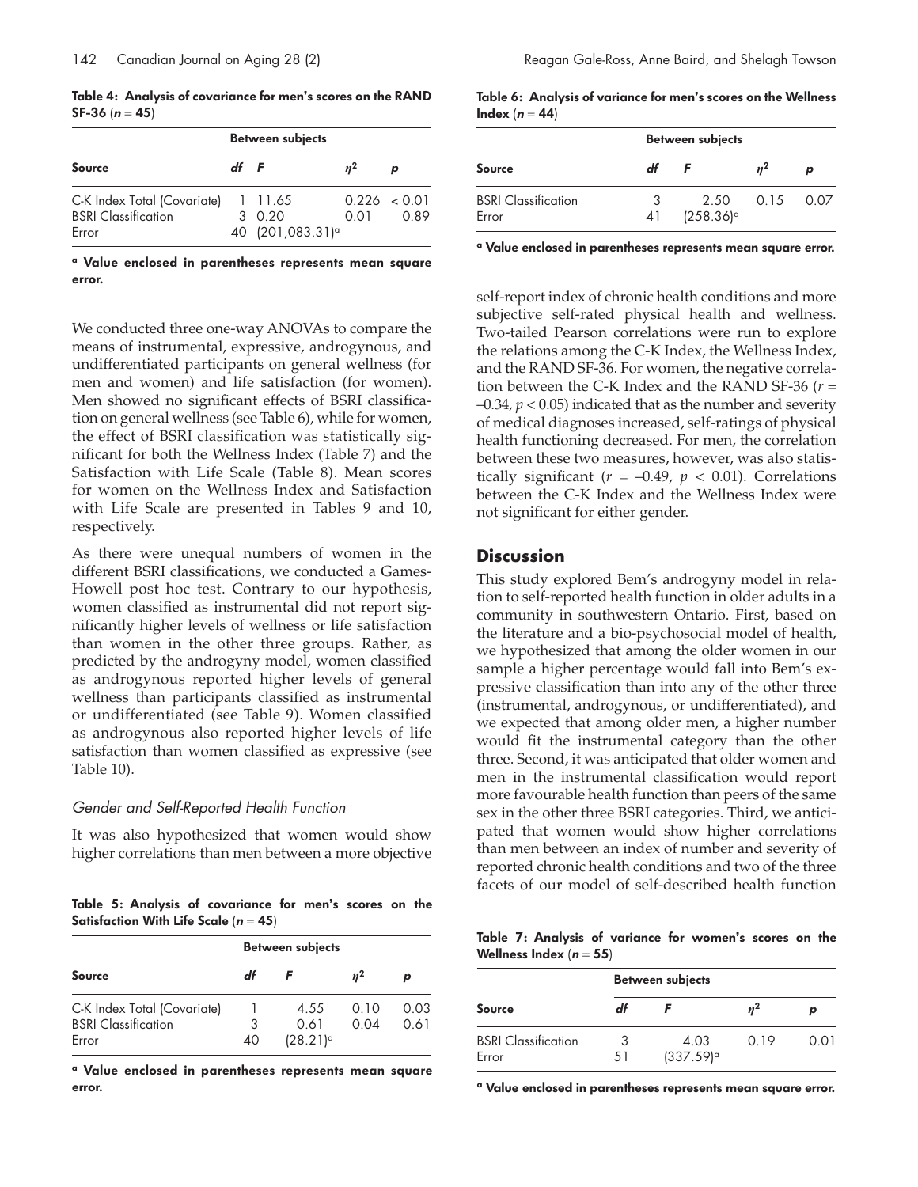**Table 4: Analysis of covariance for men's scores on the RAND SF-36 ($n$ = 45)**

| Source | Between subjects | | | |
|---|---|---|---|---|
| | $df$ | $F$ | $\eta^2$ | $p$ |
| C-K Index Total (Covariate) | 1 | 11.65 | 0.226 | < 0.01 |
| BSRI Classification | 3 | 0.20 | 0.01 | 0.89 |
| Error | 40 | (201,083.31)[a] | | |

[a] Value enclosed in parentheses represents mean square error.

We conducted three one-way ANOVAs to compare the means of instrumental, expressive, androgynous, and undifferentiated participants on general wellness (for men and women) and life satisfaction (for women). Men showed no significant effects of BSRI classification on general wellness (see Table 6), while for women, the effect of BSRI classification was statistically significant for both the Wellness Index (Table 7) and the Satisfaction with Life Scale (Table 8). Mean scores for women on the Wellness Index and Satisfaction with Life Scale are presented in Tables 9 and 10, respectively.

As there were unequal numbers of women in the different BSRI classifications, we conducted a Games-Howell post hoc test. Contrary to our hypothesis, women classified as instrumental did not report significantly higher levels of wellness or life satisfaction than women in the other three groups. Rather, as predicted by the androgyny model, women classified as androgynous reported higher levels of general wellness than participants classified as instrumental or undifferentiated (see Table 9). Women classified as androgynous also reported higher levels of life satisfaction than women classified as expressive (see Table 10).

*Gender and Self-Reported Health Function*

It was also hypothesized that women would show higher correlations than men between a more objective self-report index of chronic health conditions and more subjective self-rated physical health and wellness. Two-tailed Pearson correlations were run to explore the relations among the C-K Index, the Wellness Index, and the RAND SF-36. For women, the negative correlation between the C-K Index and the RAND SF-36 ($r$ = –0.34, $p < 0.05$) indicated that as the number and severity of medical diagnoses increased, self-ratings of physical health functioning decreased. For men, the correlation between these two measures, however, was also statistically significant ($r$ = –0.49, $p < 0.01$). Correlations between the C-K Index and the Wellness Index were not significant for either gender.

**Table 5: Analysis of covariance for men's scores on the Satisfaction With Life Scale ($n$ = 45)**

| Source | Between subjects | | | |
|---|---|---|---|---|
| | $df$ | $F$ | $\eta^2$ | $p$ |
| C-K Index Total (Covariate) | 1 | 4.55 | 0.10 | 0.03 |
| BSRI Classification | 3 | 0.61 | 0.04 | 0.61 |
| Error | 40 | (28.21)[a] | | |

[a] Value enclosed in parentheses represents mean square error.

**Table 6: Analysis of variance for men's scores on the Wellness Index ($n$ = 44)**

| Source | Between subjects | | | |
|---|---|---|---|---|
| | $df$ | $F$ | $\eta^2$ | $p$ |
| BSRI Classification | 3 | 2.50 | 0.15 | 0.07 |
| Error | 41 | (258.36)[a] | | |

[a] Value enclosed in parentheses represents mean square error.

## Discussion

This study explored Bem's androgyny model in relation to self-reported health function in older adults in a community in southwestern Ontario. First, based on the literature and a bio-psychosocial model of health, we hypothesized that among the older women in our sample a higher percentage would fall into Bem's expressive classification than into any of the other three (instrumental, androgynous, or undifferentiated), and we expected that among older men, a higher number would fit the instrumental category than the other three. Second, it was anticipated that older women and men in the instrumental classification would report more favourable health function than peers of the same sex in the other three BSRI categories. Third, we anticipated that women would show higher correlations than men between an index of number and severity of reported chronic health conditions and two of the three facets of our model of self-described health function

**Table 7: Analysis of variance for women's scores on the Wellness Index ($n$ = 55)**

| Source | Between subjects | | | |
|---|---|---|---|---|
| | $df$ | $F$ | $\eta^2$ | $p$ |
| BSRI Classification | 3 | 4.03 | 0.19 | 0.01 |
| Error | 51 | (337.59)[a] | | |

[a] Value enclosed in parentheses represents mean square error.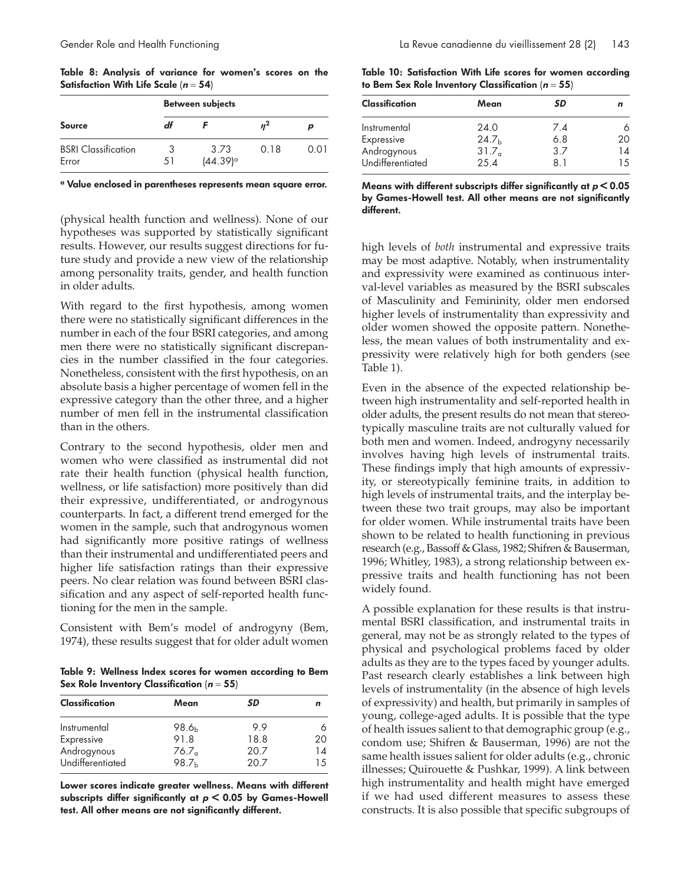**Table 8: Analysis of variance for women's scores on the Satisfaction With Life Scale ($n$ = 54)**

| | Between subjects | | | |
|---|---|---|---|---|
| **Source** | ***df*** | ***F*** | $\eta^2$ | ***p*** |
| BSRI Classification | 3 | 3.73 | 0.18 | 0.01 |
| Error | 51 | (44.39)[a] | | |

**[a] Value enclosed in parentheses represents mean square error.**

(physical health function and wellness). None of our hypotheses was supported by statistically significant results. However, our results suggest directions for future study and provide a new view of the relationship among personality traits, gender, and health function in older adults.

With regard to the first hypothesis, among women there were no statistically significant differences in the number in each of the four BSRI categories, and among men there were no statistically significant discrepancies in the number classified in the four categories. Nonetheless, consistent with the first hypothesis, on an absolute basis a higher percentage of women fell in the expressive category than the other three, and a higher number of men fell in the instrumental classification than in the others.

Contrary to the second hypothesis, older men and women who were classified as instrumental did not rate their health function (physical health function, wellness, or life satisfaction) more positively than did their expressive, undifferentiated, or androgynous counterparts. In fact, a different trend emerged for the women in the sample, such that androgynous women had significantly more positive ratings of wellness than their instrumental and undifferentiated peers and higher life satisfaction ratings than their expressive peers. No clear relation was found between BSRI classification and any aspect of self-reported health functioning for the men in the sample.

Consistent with Bem's model of androgyny (Bem, 1974), these results suggest that for older adult women

**Table 9: Wellness Index scores for women according to Bem Sex Role Inventory Classification ($n$ = 55)**

| Classification | Mean | SD | n |
|---|---|---|---|
| Instrumental | $98.6_b$ | 9.9 | 6 |
| Expressive | 91.8 | 18.8 | 20 |
| Androgynous | $76.7_a$ | 20.7 | 14 |
| Undifferentiated | $98.7_b$ | 20.7 | 15 |

**Lower scores indicate greater wellness. Means with different subscripts differ significantly at $p < 0.05$ by Games-Howell test. All other means are not significantly different.**

**Table 10: Satisfaction With Life scores for women according to Bem Sex Role Inventory Classification ($n$ = 55)**

| Classification | Mean | SD | n |
|---|---|---|---|
| Instrumental | 24.0 | 7.4 | 6 |
| Expressive | $24.7_b$ | 6.8 | 20 |
| Androgynous | $31.7_a$ | 3.7 | 14 |
| Undifferentiated | 25.4 | 8.1 | 15 |

**Means with different subscripts differ significantly at $p < 0.05$ by Games-Howell test. All other means are not significantly different.**

high levels of *both* instrumental and expressive traits may be most adaptive. Notably, when instrumentality and expressivity were examined as continuous interval-level variables as measured by the BSRI subscales of Masculinity and Femininity, older men endorsed higher levels of instrumentality than expressivity and older women showed the opposite pattern. Nonetheless, the mean values of both instrumentality and expressivity were relatively high for both genders (see Table 1).

Even in the absence of the expected relationship between high instrumentality and self-reported health in older adults, the present results do not mean that stereotypically masculine traits are not culturally valued for both men and women. Indeed, androgyny necessarily involves having high levels of instrumental traits. These findings imply that high amounts of expressivity, or stereotypically feminine traits, in addition to high levels of instrumental traits, and the interplay between these two trait groups, may also be important for older women. While instrumental traits have been shown to be related to health functioning in previous research (e.g., Bassoff & Glass, 1982; Shifren & Bauserman, 1996; Whitley, 1983), a strong relationship between expressive traits and health functioning has not been widely found.

A possible explanation for these results is that instrumental BSRI classification, and instrumental traits in general, may not be as strongly related to the types of physical and psychological problems faced by older adults as they are to the types faced by younger adults. Past research clearly establishes a link between high levels of instrumentality (in the absence of high levels of expressivity) and health, but primarily in samples of young, college-aged adults. It is possible that the type of health issues salient to that demographic group (e.g., condom use; Shifren & Bauserman, 1996) are not the same health issues salient for older adults (e.g., chronic illnesses; Quirouette & Pushkar, 1999). A link between high instrumentality and health might have emerged if we had used different measures to assess these constructs. It is also possible that specific subgroups of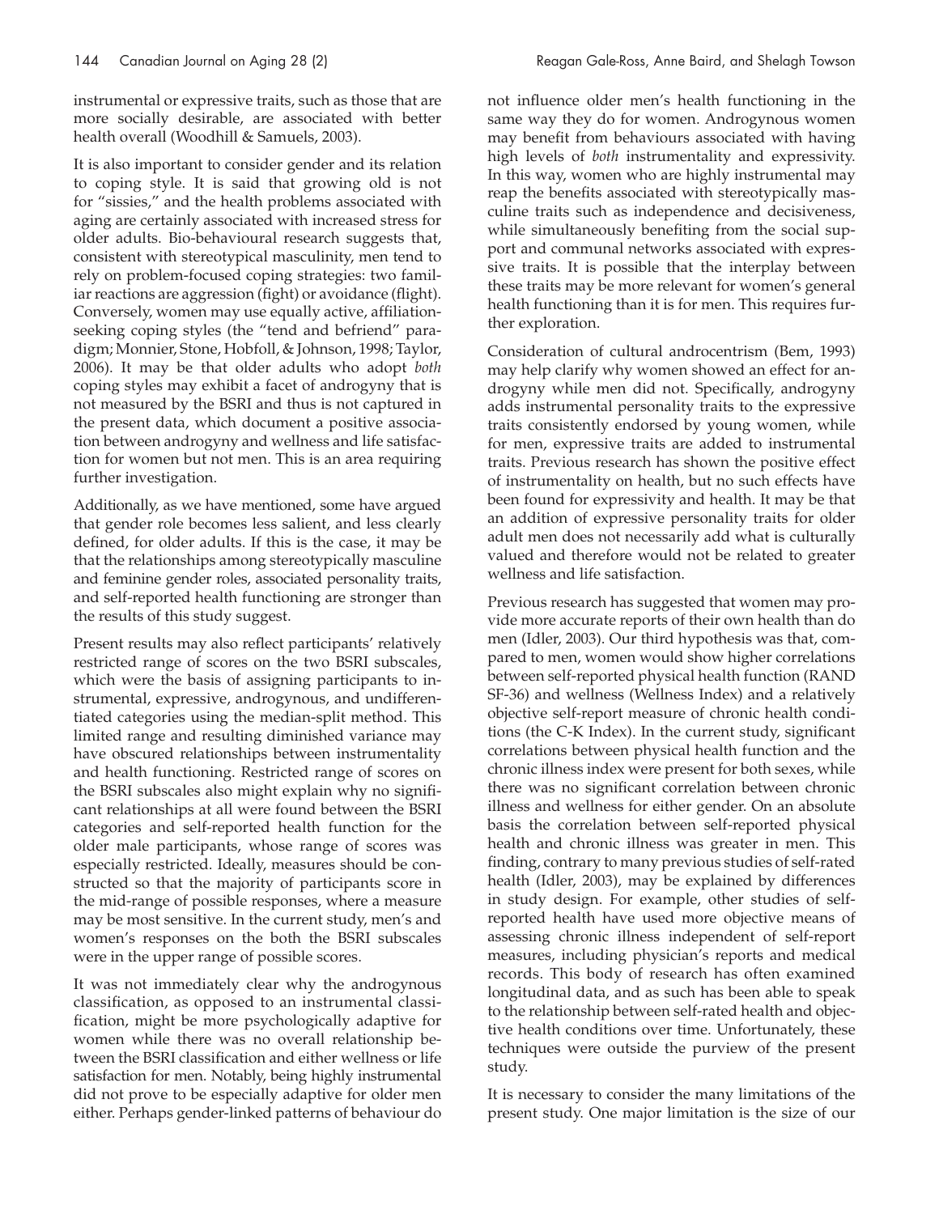instrumental or expressive traits, such as those that are more socially desirable, are associated with better health overall (Woodhill & Samuels, 2003).

It is also important to consider gender and its relation to coping style. It is said that growing old is not for "sissies," and the health problems associated with aging are certainly associated with increased stress for older adults. Bio-behavioural research suggests that, consistent with stereotypical masculinity, men tend to rely on problem-focused coping strategies: two familiar reactions are aggression (fight) or avoidance (flight). Conversely, women may use equally active, affiliation-seeking coping styles (the "tend and befriend" paradigm; Monnier, Stone, Hobfoll, & Johnson, 1998; Taylor, 2006). It may be that older adults who adopt *both* coping styles may exhibit a facet of androgyny that is not measured by the BSRI and thus is not captured in the present data, which document a positive association between androgyny and wellness and life satisfaction for women but not men. This is an area requiring further investigation.

Additionally, as we have mentioned, some have argued that gender role becomes less salient, and less clearly defined, for older adults. If this is the case, it may be that the relationships among stereotypically masculine and feminine gender roles, associated personality traits, and self-reported health functioning are stronger than the results of this study suggest.

Present results may also reflect participants' relatively restricted range of scores on the two BSRI subscales, which were the basis of assigning participants to instrumental, expressive, androgynous, and undifferentiated categories using the median-split method. This limited range and resulting diminished variance may have obscured relationships between instrumentality and health functioning. Restricted range of scores on the BSRI subscales also might explain why no significant relationships at all were found between the BSRI categories and self-reported health function for the older male participants, whose range of scores was especially restricted. Ideally, measures should be constructed so that the majority of participants score in the mid-range of possible responses, where a measure may be most sensitive. In the current study, men's and women's responses on the both the BSRI subscales were in the upper range of possible scores.

It was not immediately clear why the androgynous classification, as opposed to an instrumental classification, might be more psychologically adaptive for women while there was no overall relationship between the BSRI classification and either wellness or life satisfaction for men. Notably, being highly instrumental did not prove to be especially adaptive for older men either. Perhaps gender-linked patterns of behaviour do not influence older men's health functioning in the same way they do for women. Androgynous women may benefit from behaviours associated with having high levels of *both* instrumentality and expressivity. In this way, women who are highly instrumental may reap the benefits associated with stereotypically masculine traits such as independence and decisiveness, while simultaneously benefiting from the social support and communal networks associated with expressive traits. It is possible that the interplay between these traits may be more relevant for women's general health functioning than it is for men. This requires further exploration.

Consideration of cultural androcentrism (Bem, 1993) may help clarify why women showed an effect for androgyny while men did not. Specifically, androgyny adds instrumental personality traits to the expressive traits consistently endorsed by young women, while for men, expressive traits are added to instrumental traits. Previous research has shown the positive effect of instrumentality on health, but no such effects have been found for expressivity and health. It may be that an addition of expressive personality traits for older adult men does not necessarily add what is culturally valued and therefore would not be related to greater wellness and life satisfaction.

Previous research has suggested that women may provide more accurate reports of their own health than do men (Idler, 2003). Our third hypothesis was that, compared to men, women would show higher correlations between self-reported physical health function (RAND SF-36) and wellness (Wellness Index) and a relatively objective self-report measure of chronic health conditions (the C-K Index). In the current study, significant correlations between physical health function and the chronic illness index were present for both sexes, while there was no significant correlation between chronic illness and wellness for either gender. On an absolute basis the correlation between self-reported physical health and chronic illness was greater in men. This finding, contrary to many previous studies of self-rated health (Idler, 2003), may be explained by differences in study design. For example, other studies of self-reported health have used more objective means of assessing chronic illness independent of self-report measures, including physician's reports and medical records. This body of research has often examined longitudinal data, and as such has been able to speak to the relationship between self-rated health and objective health conditions over time. Unfortunately, these techniques were outside the purview of the present study.

It is necessary to consider the many limitations of the present study. One major limitation is the size of our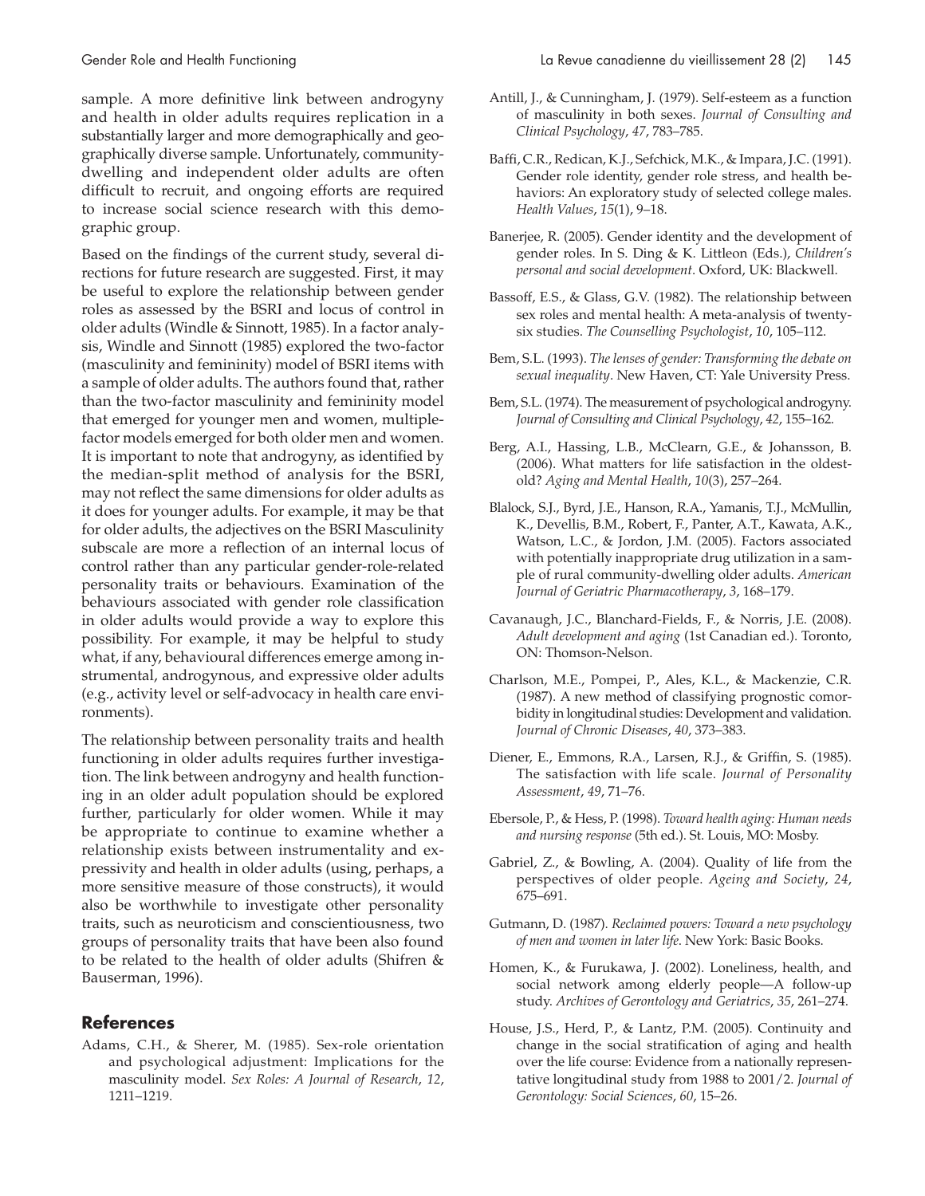sample. A more definitive link between androgyny and health in older adults requires replication in a substantially larger and more demographically and geographically diverse sample. Unfortunately, community-dwelling and independent older adults are often difficult to recruit, and ongoing efforts are required to increase social science research with this demographic group.

Based on the findings of the current study, several directions for future research are suggested. First, it may be useful to explore the relationship between gender roles as assessed by the BSRI and locus of control in older adults (Windle & Sinnott, 1985). In a factor analysis, Windle and Sinnott (1985) explored the two-factor (masculinity and femininity) model of BSRI items with a sample of older adults. The authors found that, rather than the two-factor masculinity and femininity model that emerged for younger men and women, multiple-factor models emerged for both older men and women. It is important to note that androgyny, as identified by the median-split method of analysis for the BSRI, may not reflect the same dimensions for older adults as it does for younger adults. For example, it may be that for older adults, the adjectives on the BSRI Masculinity subscale are more a reflection of an internal locus of control rather than any particular gender-role-related personality traits or behaviours. Examination of the behaviours associated with gender role classification in older adults would provide a way to explore this possibility. For example, it may be helpful to study what, if any, behavioural differences emerge among instrumental, androgynous, and expressive older adults (e.g., activity level or self-advocacy in health care environments).

The relationship between personality traits and health functioning in older adults requires further investigation. The link between androgyny and health functioning in an older adult population should be explored further, particularly for older women. While it may be appropriate to continue to examine whether a relationship exists between instrumentality and expressivity and health in older adults (using, perhaps, a more sensitive measure of those constructs), it would also be worthwhile to investigate other personality traits, such as neuroticism and conscientiousness, two groups of personality traits that have been also found to be related to the health of older adults (Shifren & Bauserman, 1996).

## References

Adams, C.H., & Sherer, M. (1985). Sex-role orientation and psychological adjustment: Implications for the masculinity model. *Sex Roles: A Journal of Research*, *12*, 1211–1219.

Antill, J., & Cunningham, J. (1979). Self-esteem as a function of masculinity in both sexes. *Journal of Consulting and Clinical Psychology*, *47*, 783–785.

Baffi, C.R., Redican, K.J., Sefchick, M.K., & Impara, J.C. (1991). Gender role identity, gender role stress, and health behaviors: An exploratory study of selected college males. *Health Values*, *15*(1), 9–18.

Banerjee, R. (2005). Gender identity and the development of gender roles. In S. Ding & K. Littleon (Eds.), *Children's personal and social development*. Oxford, UK: Blackwell.

Bassoff, E.S., & Glass, G.V. (1982). The relationship between sex roles and mental health: A meta-analysis of twenty-six studies. *The Counselling Psychologist*, *10*, 105–112.

Bem, S.L. (1993). *The lenses of gender: Transforming the debate on sexual inequality*. New Haven, CT: Yale University Press.

Bem, S.L. (1974). The measurement of psychological androgyny. *Journal of Consulting and Clinical Psychology*, *42*, 155–162.

Berg, A.I., Hassing, L.B., McClearn, G.E., & Johansson, B. (2006). What matters for life satisfaction in the oldest-old? *Aging and Mental Health*, *10*(3), 257–264.

Blalock, S.J., Byrd, J.E., Hanson, R.A., Yamanis, T.J., McMullin, K., Devellis, B.M., Robert, F., Panter, A.T., Kawata, A.K., Watson, L.C., & Jordon, J.M. (2005). Factors associated with potentially inappropriate drug utilization in a sample of rural community-dwelling older adults. *American Journal of Geriatric Pharmacotherapy*, *3*, 168–179.

Cavanaugh, J.C., Blanchard-Fields, F., & Norris, J.E. (2008). *Adult development and aging* (1st Canadian ed.). Toronto, ON: Thomson-Nelson.

Charlson, M.E., Pompei, P., Ales, K.L., & Mackenzie, C.R. (1987). A new method of classifying prognostic comorbidity in longitudinal studies: Development and validation. *Journal of Chronic Diseases*, *40*, 373–383.

Diener, E., Emmons, R.A., Larsen, R.J., & Griffin, S. (1985). The satisfaction with life scale. *Journal of Personality Assessment*, *49*, 71–76.

Ebersole, P., & Hess, P. (1998). *Toward health aging: Human needs and nursing response* (5th ed.). St. Louis, MO: Mosby.

Gabriel, Z., & Bowling, A. (2004). Quality of life from the perspectives of older people. *Ageing and Society*, *24*, 675–691.

Gutmann, D. (1987). *Reclaimed powers: Toward a new psychology of men and women in later life*. New York: Basic Books.

Homen, K., & Furukawa, J. (2002). Loneliness, health, and social network among elderly people—A follow-up study. *Archives of Gerontology and Geriatrics*, *35*, 261–274.

House, J.S., Herd, P., & Lantz, P.M. (2005). Continuity and change in the social stratification of aging and health over the life course: Evidence from a nationally representative longitudinal study from 1988 to 2001/2. *Journal of Gerontology: Social Sciences*, *60*, 15–26.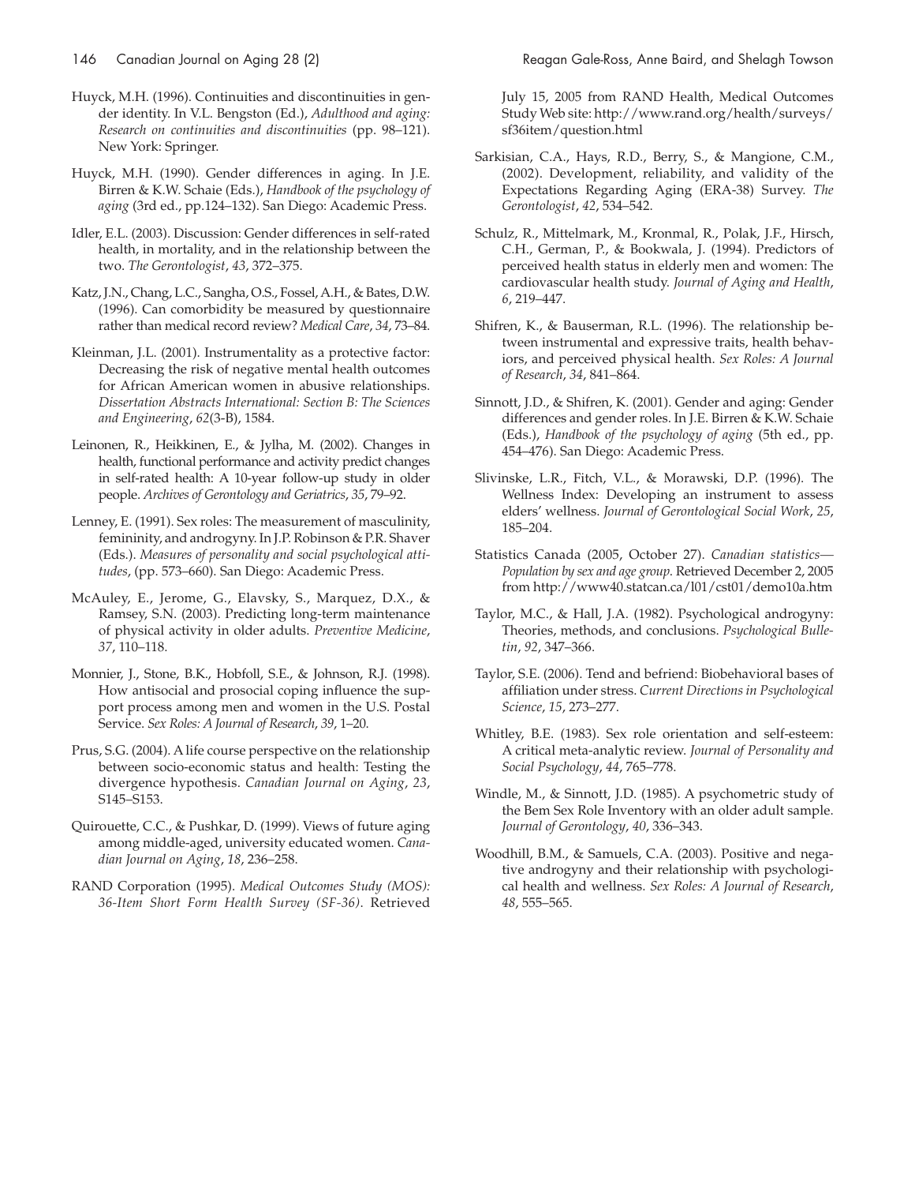Huyck, M.H. (1996). Continuities and discontinuities in gender identity. In V.L. Bengston (Ed.), *Adulthood and aging: Research on continuities and discontinuities* (pp. 98–121). New York: Springer.

Huyck, M.H. (1990). Gender differences in aging. In J.E. Birren & K.W. Schaie (Eds.), *Handbook of the psychology of aging* (3rd ed., pp.124–132). San Diego: Academic Press.

Idler, E.L. (2003). Discussion: Gender differences in self-rated health, in mortality, and in the relationship between the two. *The Gerontologist*, *43*, 372–375.

Katz, J.N., Chang, L.C., Sangha, O.S., Fossel, A.H., & Bates, D.W. (1996). Can comorbidity be measured by questionnaire rather than medical record review? *Medical Care*, *34*, 73–84.

Kleinman, J.L. (2001). Instrumentality as a protective factor: Decreasing the risk of negative mental health outcomes for African American women in abusive relationships. *Dissertation Abstracts International: Section B: The Sciences and Engineering*, *62*(3-B), 1584.

Leinonen, R., Heikkinen, E., & Jylha, M. (2002). Changes in health, functional performance and activity predict changes in self-rated health: A 10-year follow-up study in older people. *Archives of Gerontology and Geriatrics*, *35*, 79–92.

Lenney, E. (1991). Sex roles: The measurement of masculinity, femininity, and androgyny. In J.P. Robinson & P.R. Shaver (Eds.). *Measures of personality and social psychological attitudes*, (pp. 573–660). San Diego: Academic Press.

McAuley, E., Jerome, G., Elavsky, S., Marquez, D.X., & Ramsey, S.N. (2003). Predicting long-term maintenance of physical activity in older adults. *Preventive Medicine*, *37*, 110–118.

Monnier, J., Stone, B.K., Hobfoll, S.E., & Johnson, R.J. (1998). How antisocial and prosocial coping influence the support process among men and women in the U.S. Postal Service. *Sex Roles: A Journal of Research*, *39*, 1–20.

Prus, S.G. (2004). A life course perspective on the relationship between socio-economic status and health: Testing the divergence hypothesis. *Canadian Journal on Aging*, *23*, S145–S153.

Quirouette, C.C., & Pushkar, D. (1999). Views of future aging among middle-aged, university educated women. *Canadian Journal on Aging*, *18*, 236–258.

RAND Corporation (1995). *Medical Outcomes Study (MOS): 36-Item Short Form Health Survey (SF-36)*. Retrieved July 15, 2005 from RAND Health, Medical Outcomes Study Web site: http://www.rand.org/health/surveys/sf36item/question.html

Sarkisian, C.A., Hays, R.D., Berry, S., & Mangione, C.M., (2002). Development, reliability, and validity of the Expectations Regarding Aging (ERA-38) Survey. *The Gerontologist*, *42*, 534–542.

Schulz, R., Mittelmark, M., Kronmal, R., Polak, J.F., Hirsch, C.H., German, P., & Bookwala, J. (1994). Predictors of perceived health status in elderly men and women: The cardiovascular health study. *Journal of Aging and Health*, *6*, 219–447.

Shifren, K., & Bauserman, R.L. (1996). The relationship between instrumental and expressive traits, health behaviors, and perceived physical health. *Sex Roles: A Journal of Research*, *34*, 841–864.

Sinnott, J.D., & Shifren, K. (2001). Gender and aging: Gender differences and gender roles. In J.E. Birren & K.W. Schaie (Eds.), *Handbook of the psychology of aging* (5th ed., pp. 454–476). San Diego: Academic Press.

Slivinske, L.R., Fitch, V.L., & Morawski, D.P. (1996). The Wellness Index: Developing an instrument to assess elders' wellness. *Journal of Gerontological Social Work*, *25*, 185–204.

Statistics Canada (2005, October 27). *Canadian statistics—Population by sex and age group*. Retrieved December 2, 2005 from http://www40.statcan.ca/l01/cst01/demo10a.htm

Taylor, M.C., & Hall, J.A. (1982). Psychological androgyny: Theories, methods, and conclusions. *Psychological Bulletin*, *92*, 347–366.

Taylor, S.E. (2006). Tend and befriend: Biobehavioral bases of affiliation under stress. *Current Directions in Psychological Science*, *15*, 273–277.

Whitley, B.E. (1983). Sex role orientation and self-esteem: A critical meta-analytic review. *Journal of Personality and Social Psychology*, *44*, 765–778.

Windle, M., & Sinnott, J.D. (1985). A psychometric study of the Bem Sex Role Inventory with an older adult sample. *Journal of Gerontology*, *40*, 336–343.

Woodhill, B.M., & Samuels, C.A. (2003). Positive and negative androgyny and their relationship with psychological health and wellness. *Sex Roles: A Journal of Research*, *48*, 555–565.